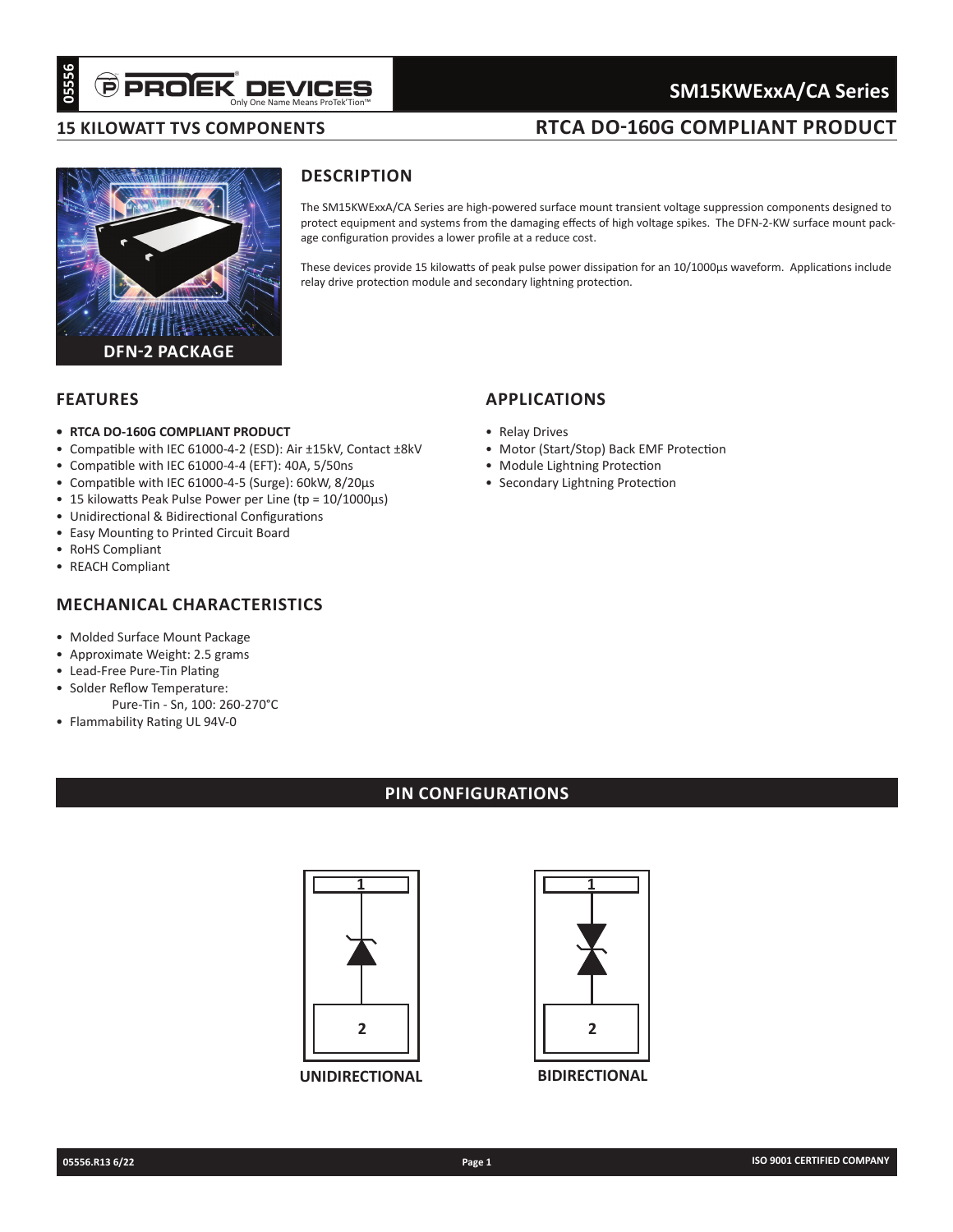# SM15KWExxA/CA Series

## 15 KILOWATT TVS COMPONENTS

## RTCA DO-160G COMPLIANT PRODUCT

DFN-2 PACKAGE

## DESCRIPTION

The SM15KWExxA/CA Series are high-powered surface mount transient voltage suppression components designed to protect equipment and systems from the damaging effects of high voltage spikes. The DFN-2-KW surface mount package configuration provides a lower profile at a reduce cost.

These devices provide 15 kilowatts of peak pulse power dissipation for an 10/1000µs waveform. Applications include relay drive protection module and secondary lightning protection.

## FEATURES

- **RTCA DO-160G COMPLIANT PRODUCT**
- Compatible with IEC 61000-4-2 (ESD): Air ±15kV, Contact ±8kV
- Compatible with IEC 61000-4-4 (EFT): 40A, 5/50ns
- Compatible with IEC 61000-4-5 (Surge): 60kW, 8/20µs
- 15 kilowatts Peak Pulse Power per Line (tp = 10/1000µs)
- Unidirectional & Bidirectional Configurations
- Easy Mounting to Printed Circuit Board
- RoHS Compliant
- REACH Compliant

## APPLICATIONS

- Relay Drives
- Motor (Start/Stop) Back EMF Protection
- Module Lightning Protection
- Secondary Lightning Protection

## MECHANICAL CHARACTERISTICS

- Molded Surface Mount Package
- Approximate Weight: 2.5 grams
- Lead-Free Pure-Tin Plating
- Solder Reflow Temperature:
  Pure-Tin - Sn, 100: 260-270°C
- Flammability Rating UL 94V-0

## PIN CONFIGURATIONS

UNIDIRECTIONAL

BIDIRECTIONAL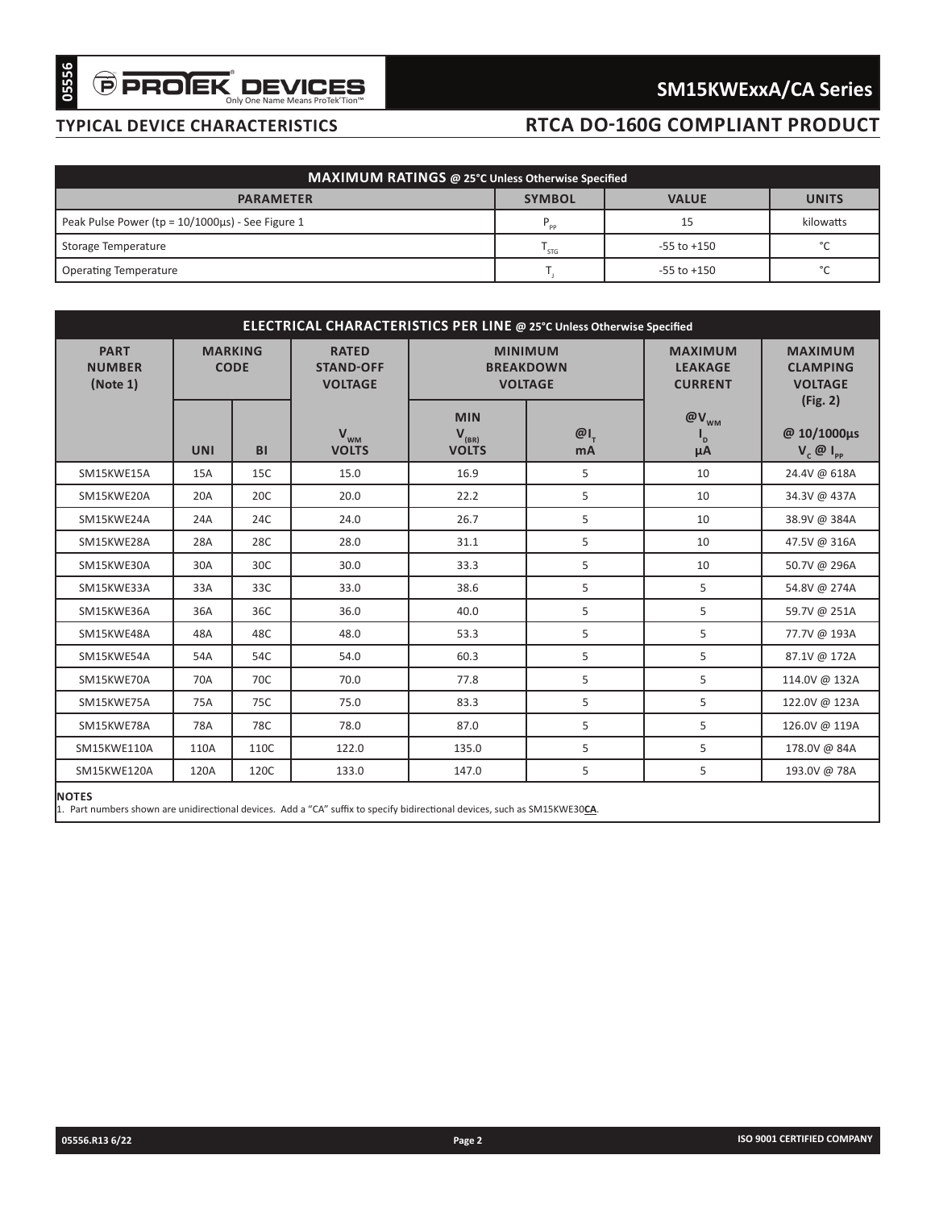## TYPICAL DEVICE CHARACTERISTICS

## RTCA DO-160G COMPLIANT PRODUCT

| MAXIMUM RATINGS @ 25°C Unless Otherwise Specified | | | |
|---|---|---|---|
| **PARAMETER** | **SYMBOL** | **VALUE** | **UNITS** |
| Peak Pulse Power (tp = 10/1000µs) - See Figure 1 | $P_{PP}$ | 15 | kilowatts |
| Storage Temperature | $T_{STG}$ | -55 to +150 | °C |
| Operating Temperature | $T_J$ | -55 to +150 | °C |

| ELECTRICAL CHARACTERISTICS PER LINE @ 25°C Unless Otherwise Specified | | | | | | | |
|---|---|---|---|---|---|---|---|
| **PART NUMBER (Note 1)** | **MARKING CODE** | | **RATED STAND-OFF VOLTAGE** | **MINIMUM BREAKDOWN VOLTAGE** | | **MAXIMUM LEAKAGE CURRENT** | **MAXIMUM CLAMPING VOLTAGE (Fig. 2)** |
| | **UNI** | **BI** | $V_{WM}$ **VOLTS** | **MIN** $V_{(BR)}$ **VOLTS** | $@I_T$ **mA** | $@V_{WM}$ $I_D$ **µA** | **@ 10/1000µs** $V_C$ @ $I_{PP}$ |
| SM15KWE15A | 15A | 15C | 15.0 | 16.9 | 5 | 10 | 24.4V @ 618A |
| SM15KWE20A | 20A | 20C | 20.0 | 22.2 | 5 | 10 | 34.3V @ 437A |
| SM15KWE24A | 24A | 24C | 24.0 | 26.7 | 5 | 10 | 38.9V @ 384A |
| SM15KWE28A | 28A | 28C | 28.0 | 31.1 | 5 | 10 | 47.5V @ 316A |
| SM15KWE30A | 30A | 30C | 30.0 | 33.3 | 5 | 10 | 50.7V @ 296A |
| SM15KWE33A | 33A | 33C | 33.0 | 38.6 | 5 | 5 | 54.8V @ 274A |
| SM15KWE36A | 36A | 36C | 36.0 | 40.0 | 5 | 5 | 59.7V @ 251A |
| SM15KWE48A | 48A | 48C | 48.0 | 53.3 | 5 | 5 | 77.7V @ 193A |
| SM15KWE54A | 54A | 54C | 54.0 | 60.3 | 5 | 5 | 87.1V @ 172A |
| SM15KWE70A | 70A | 70C | 70.0 | 77.8 | 5 | 5 | 114.0V @ 132A |
| SM15KWE75A | 75A | 75C | 75.0 | 83.3 | 5 | 5 | 122.0V @ 123A |
| SM15KWE78A | 78A | 78C | 78.0 | 87.0 | 5 | 5 | 126.0V @ 119A |
| SM15KWE110A | 110A | 110C | 122.0 | 135.0 | 5 | 5 | 178.0V @ 84A |
| SM15KWE120A | 120A | 120C | 133.0 | 147.0 | 5 | 5 | 193.0V @ 78A |

**NOTES**

1. Part numbers shown are unidirectional devices. Add a "CA" suffix to specify bidirectional devices, such as SM15KWE30**CA**.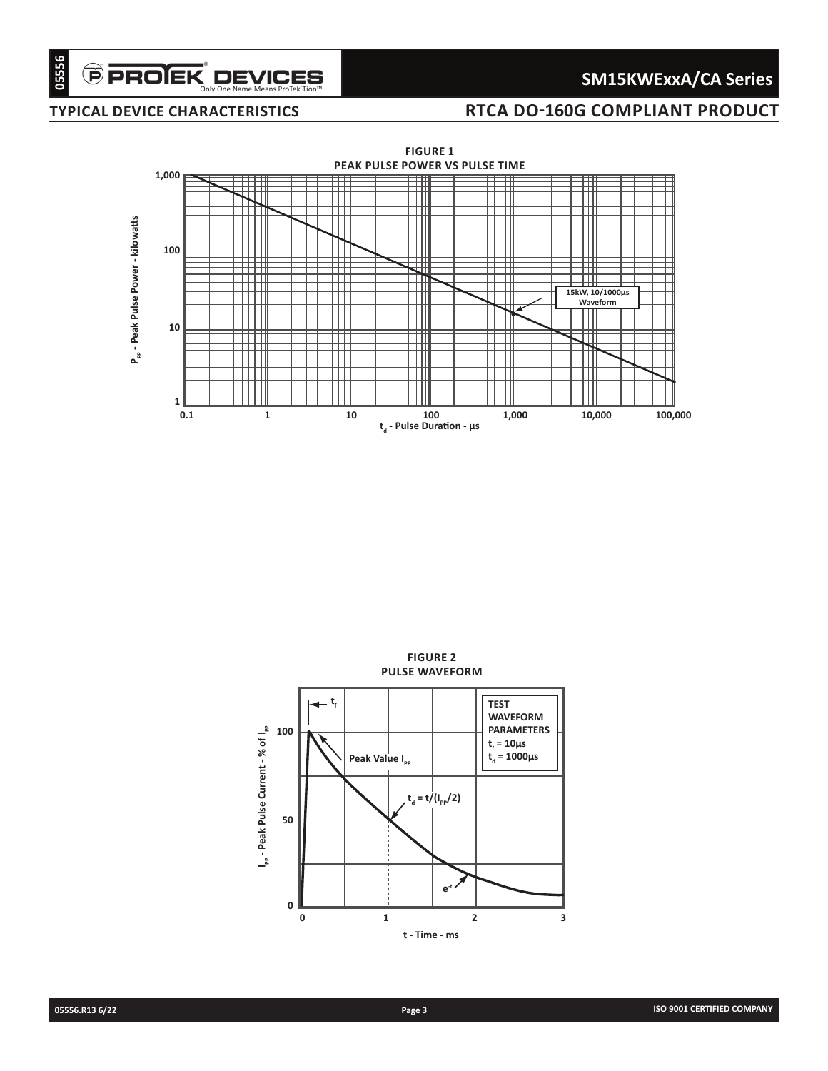## TYPICAL DEVICE CHARACTERISTICS

## RTCA DO-160G COMPLIANT PRODUCT

**FIGURE 1**
**PEAK PULSE POWER VS PULSE TIME**

$P_{PP}$ - Peak Pulse Power - kilowatts

1,000
100
10
1

0.1 1 10 100 1,000 10,000 100,000

$t_d$ - Pulse Duration - µs

15kW, 10/1000µs Waveform

**FIGURE 2**
**PULSE WAVEFORM**

$I_{PP}$ - Peak Pulse Current - % of $I_{PP}$

100
50
0

0 1 2 3

t - Time - ms

$t_f$

Peak Value $I_{PP}$

$t_d = t/(I_{PP}/2)$

$e^{-t}$

**TEST WAVEFORM PARAMETERS**
$t_f$ = 10µs
$t_d$ = 1000µs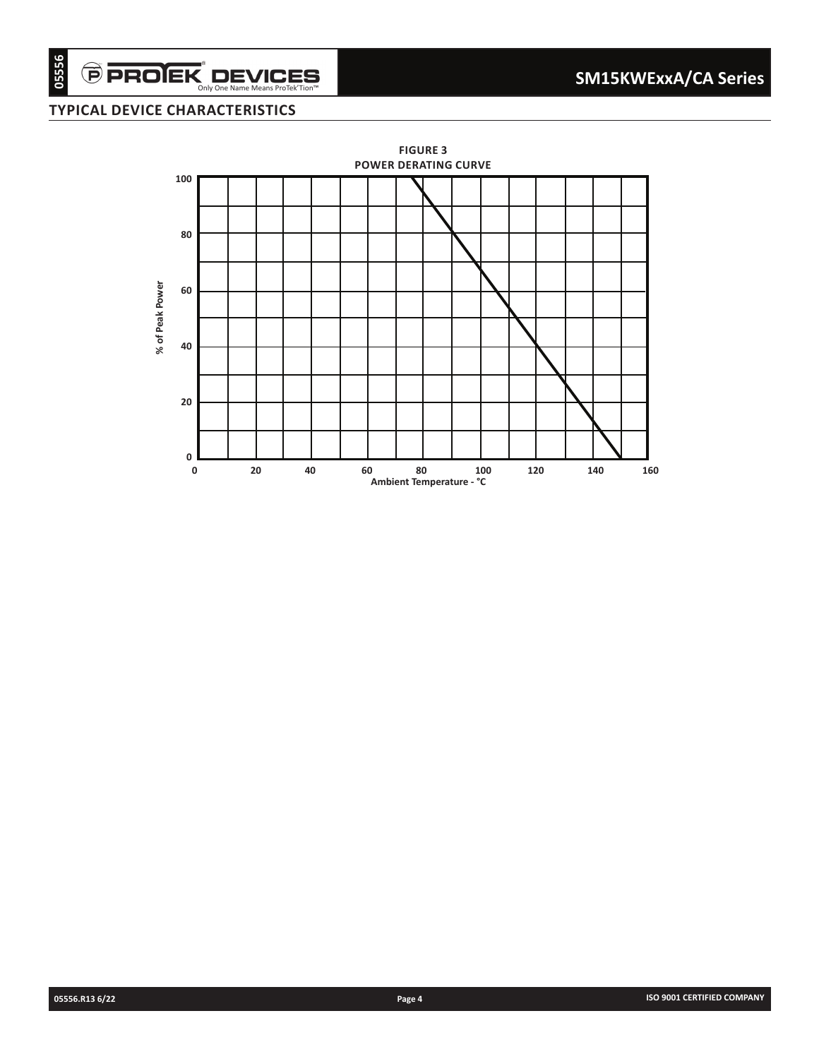## TYPICAL DEVICE CHARACTERISTICS

**FIGURE 3**
**POWER DERATING CURVE**

% of Peak Power

100
80
60
40
20
0

0 20 40 60 80 100 120 140 160

Ambient Temperature - °C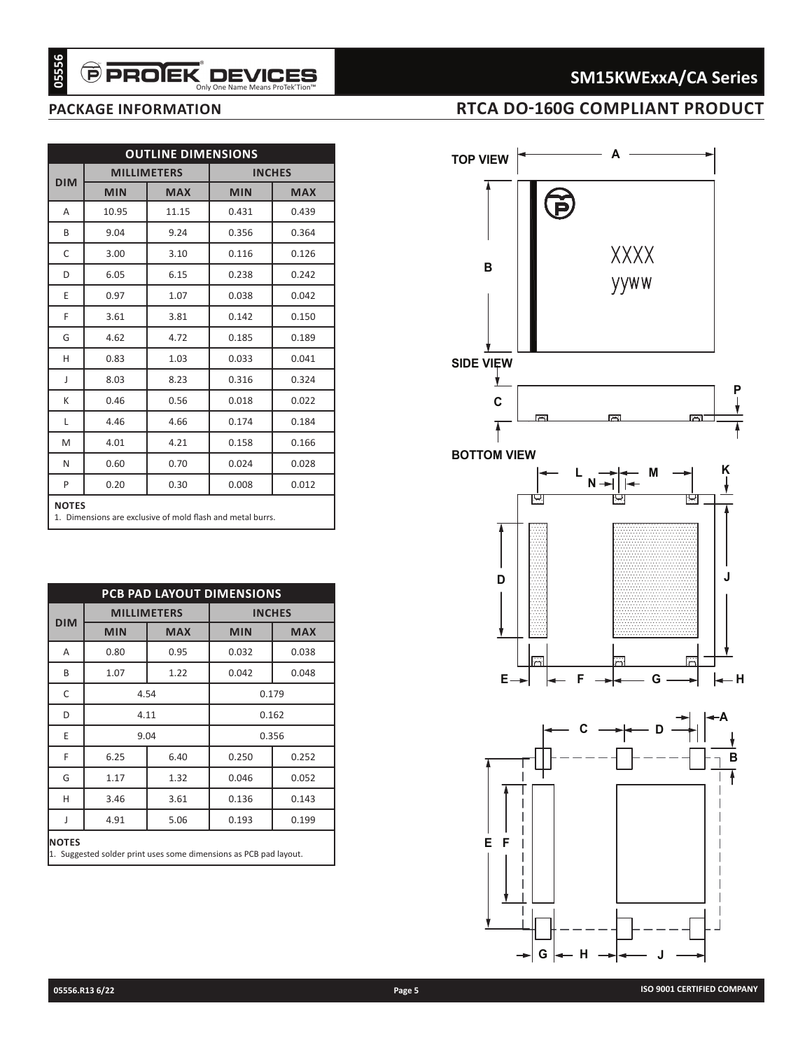## PACKAGE INFORMATION

## RTCA DO-160G COMPLIANT PRODUCT

| OUTLINE DIMENSIONS | | | | |
|---|---|---|---|---|
| DIM | MILLIMETERS | | INCHES | |
| | MIN | MAX | MIN | MAX |
| A | 10.95 | 11.15 | 0.431 | 0.439 |
| B | 9.04 | 9.24 | 0.356 | 0.364 |
| C | 3.00 | 3.10 | 0.116 | 0.126 |
| D | 6.05 | 6.15 | 0.238 | 0.242 |
| E | 0.97 | 1.07 | 0.038 | 0.042 |
| F | 3.61 | 3.81 | 0.142 | 0.150 |
| G | 4.62 | 4.72 | 0.185 | 0.189 |
| H | 0.83 | 1.03 | 0.033 | 0.041 |
| J | 8.03 | 8.23 | 0.316 | 0.324 |
| K | 0.46 | 0.56 | 0.018 | 0.022 |
| L | 4.46 | 4.66 | 0.174 | 0.184 |
| M | 4.01 | 4.21 | 0.158 | 0.166 |
| N | 0.60 | 0.70 | 0.024 | 0.028 |
| P | 0.20 | 0.30 | 0.008 | 0.012 |

**NOTES**
1. Dimensions are exclusive of mold flash and metal burrs.

| PCB PAD LAYOUT DIMENSIONS | | | | |
|---|---|---|---|---|
| DIM | MILLIMETERS | | INCHES | |
| | MIN | MAX | MIN | MAX |
| A | 0.80 | 0.95 | 0.032 | 0.038 |
| B | 1.07 | 1.22 | 0.042 | 0.048 |
| C | 4.54 | | 0.179 | |
| D | 4.11 | | 0.162 | |
| E | 9.04 | | 0.356 | |
| F | 6.25 | 6.40 | 0.250 | 0.252 |
| G | 1.17 | 1.32 | 0.046 | 0.052 |
| H | 3.46 | 3.61 | 0.136 | 0.143 |
| J | 4.91 | 5.06 | 0.193 | 0.199 |

**NOTES**
1. Suggested solder print uses some dimensions as PCB pad layout.

TOP VIEW

XXXX
yyww

SIDE VIEW

BOTTOM VIEW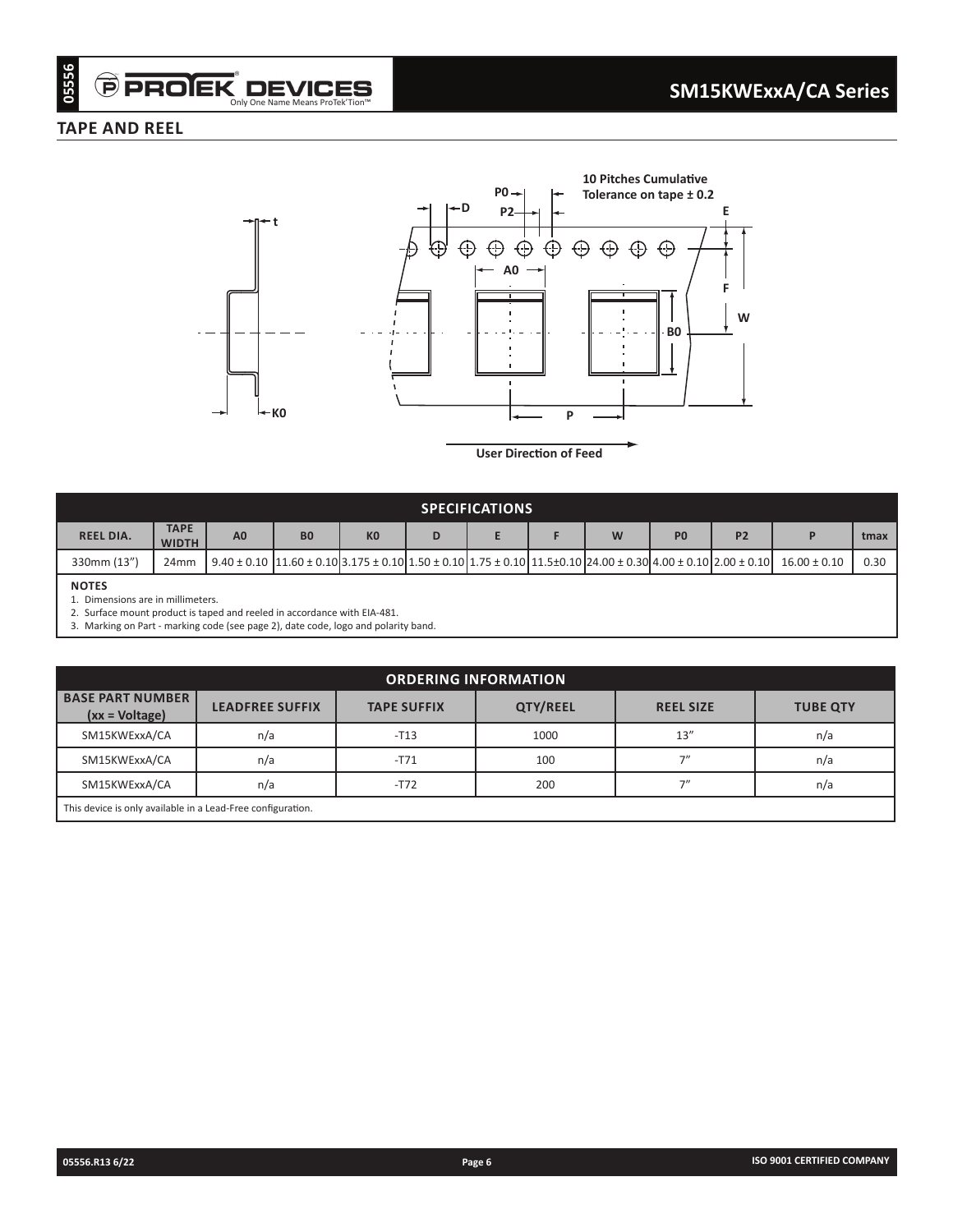## TAPE AND REEL

10 Pitches Cumulative Tolerance on tape ± 0.2

User Direction of Feed

| SPECIFICATIONS | | | | | | | | | | | | |
|---|---|---|---|---|---|---|---|---|---|---|---|---|
| REEL DIA. | TAPE WIDTH | A0 | B0 | K0 | D | E | F | W | P0 | P2 | P | tmax |
| 330mm (13") | 24mm | 9.40 ± 0.10 | 11.60 ± 0.10 | 3.175 ± 0.10 | 1.50 ± 0.10 | 1.75 ± 0.10 | 11.5±0.10 | 24.00 ± 0.30 | 4.00 ± 0.10 | 2.00 ± 0.10 | 16.00 ± 0.10 | 0.30 |

**NOTES**

1. Dimensions are in millimeters.
2. Surface mount product is taped and reeled in accordance with EIA-481.
3. Marking on Part - marking code (see page 2), date code, logo and polarity band.

| ORDERING INFORMATION | | | | | |
|---|---|---|---|---|---|
| BASE PART NUMBER (xx = Voltage) | LEADFREE SUFFIX | TAPE SUFFIX | QTY/REEL | REEL SIZE | TUBE QTY |
| SM15KWExxA/CA | n/a | -T13 | 1000 | 13" | n/a |
| SM15KWExxA/CA | n/a | -T71 | 100 | 7" | n/a |
| SM15KWExxA/CA | n/a | -T72 | 200 | 7" | n/a |

This device is only available in a Lead-Free configuration.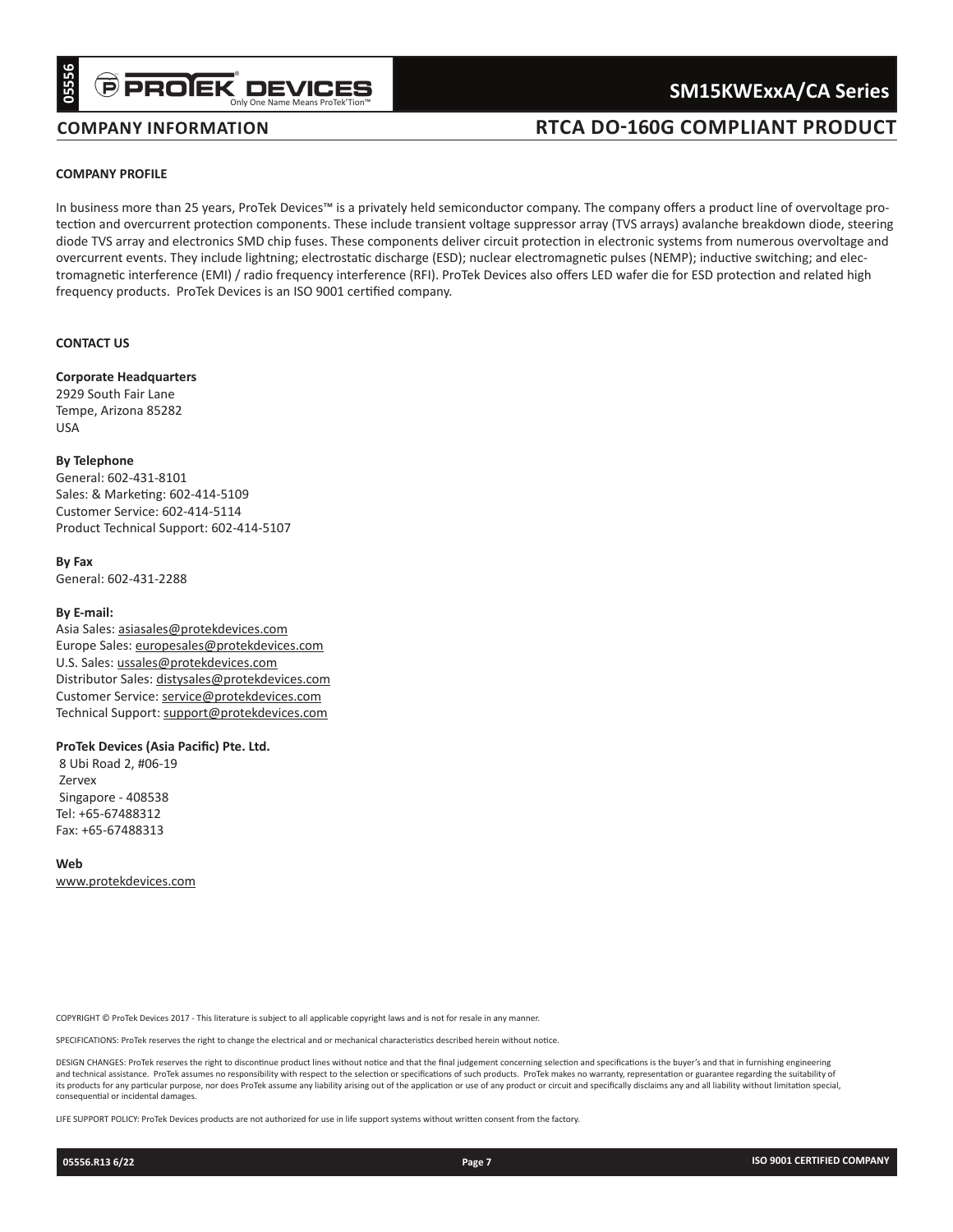## COMPANY INFORMATION

## RTCA DO-160G COMPLIANT PRODUCT

**COMPANY PROFILE**

In business more than 25 years, ProTek Devices™ is a privately held semiconductor company. The company offers a product line of overvoltage protection and overcurrent protection components. These include transient voltage suppressor array (TVS arrays) avalanche breakdown diode, steering diode TVS array and electronics SMD chip fuses. These components deliver circuit protection in electronic systems from numerous overvoltage and overcurrent events. They include lightning; electrostatic discharge (ESD); nuclear electromagnetic pulses (NEMP); inductive switching; and electromagnetic interference (EMI) / radio frequency interference (RFI). ProTek Devices also offers LED wafer die for ESD protection and related high frequency products. ProTek Devices is an ISO 9001 certified company.

**CONTACT US**

**Corporate Headquarters**
2929 South Fair Lane
Tempe, Arizona 85282
USA

**By Telephone**
General: 602-431-8101
Sales: & Marketing: 602-414-5109
Customer Service: 602-414-5114
Product Technical Support: 602-414-5107

**By Fax**
General: 602-431-2288

**By E-mail:**
Asia Sales: asiasales@protekdevices.com
Europe Sales: europesales@protekdevices.com
U.S. Sales: ussales@protekdevices.com
Distributor Sales: distysales@protekdevices.com
Customer Service: service@protekdevices.com
Technical Support: support@protekdevices.com

**ProTek Devices (Asia Pacific) Pte. Ltd.**
8 Ubi Road 2, #06-19
Zervex
Singapore - 408538
Tel: +65-67488312
Fax: +65-67488313

**Web**
www.protekdevices.com

COPYRIGHT © ProTek Devices 2017 - This literature is subject to all applicable copyright laws and is not for resale in any manner.

SPECIFICATIONS: ProTek reserves the right to change the electrical and or mechanical characteristics described herein without notice.

DESIGN CHANGES: ProTek reserves the right to discontinue product lines without notice and that the final judgement concerning selection and specifications is the buyer's and that in furnishing engineering and technical assistance. ProTek assumes no responsibility with respect to the selection or specifications of such products. ProTek makes no warranty, representation or guarantee regarding the suitability of its products for any particular purpose, nor does ProTek assume any liability arising out of the application or use of any product or circuit and specifically disclaims any and all liability without limitation special, consequential or incidental damages.

LIFE SUPPORT POLICY: ProTek Devices products are not authorized for use in life support systems without written consent from the factory.